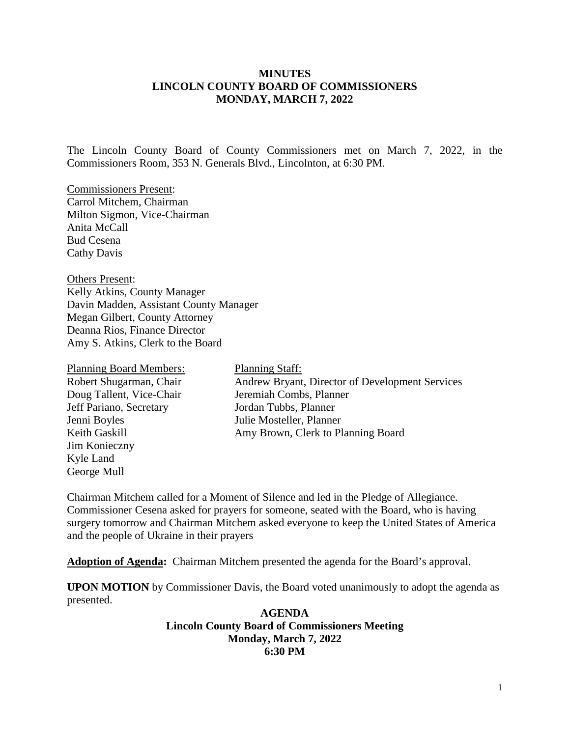# MINUTES
# LINCOLN COUNTY BOARD OF COMMISSIONERS
# MONDAY, MARCH 7, 2022

The Lincoln County Board of County Commissioners met on March 7, 2022, in the Commissioners Room, 353 N. Generals Blvd., Lincolnton, at 6:30 PM.

Commissioners Present:
Carrol Mitchem, Chairman
Milton Sigmon, Vice-Chairman
Anita McCall
Bud Cesena
Cathy Davis

Others Present:
Kelly Atkins, County Manager
Davin Madden, Assistant County Manager
Megan Gilbert, County Attorney
Deanna Rios, Finance Director
Amy S. Atkins, Clerk to the Board

Planning Board Members:
Robert Shugarman, Chair
Doug Tallent, Vice-Chair
Jeff Pariano, Secretary
Jenni Boyles
Keith Gaskill
Jim Konieczny
Kyle Land
George Mull

Planning Staff:
Andrew Bryant, Director of Development Services
Jeremiah Combs, Planner
Jordan Tubbs, Planner
Julie Mosteller, Planner
Amy Brown, Clerk to Planning Board

Chairman Mitchem called for a Moment of Silence and led in the Pledge of Allegiance. Commissioner Cesena asked for prayers for someone, seated with the Board, who is having surgery tomorrow and Chairman Mitchem asked everyone to keep the United States of America and the people of Ukraine in their prayers

**Adoption of Agenda:** Chairman Mitchem presented the agenda for the Board's approval.

**UPON MOTION** by Commissioner Davis, the Board voted unanimously to adopt the agenda as presented.

**AGENDA**
**Lincoln County Board of Commissioners Meeting**
**Monday, March 7, 2022**
**6:30 PM**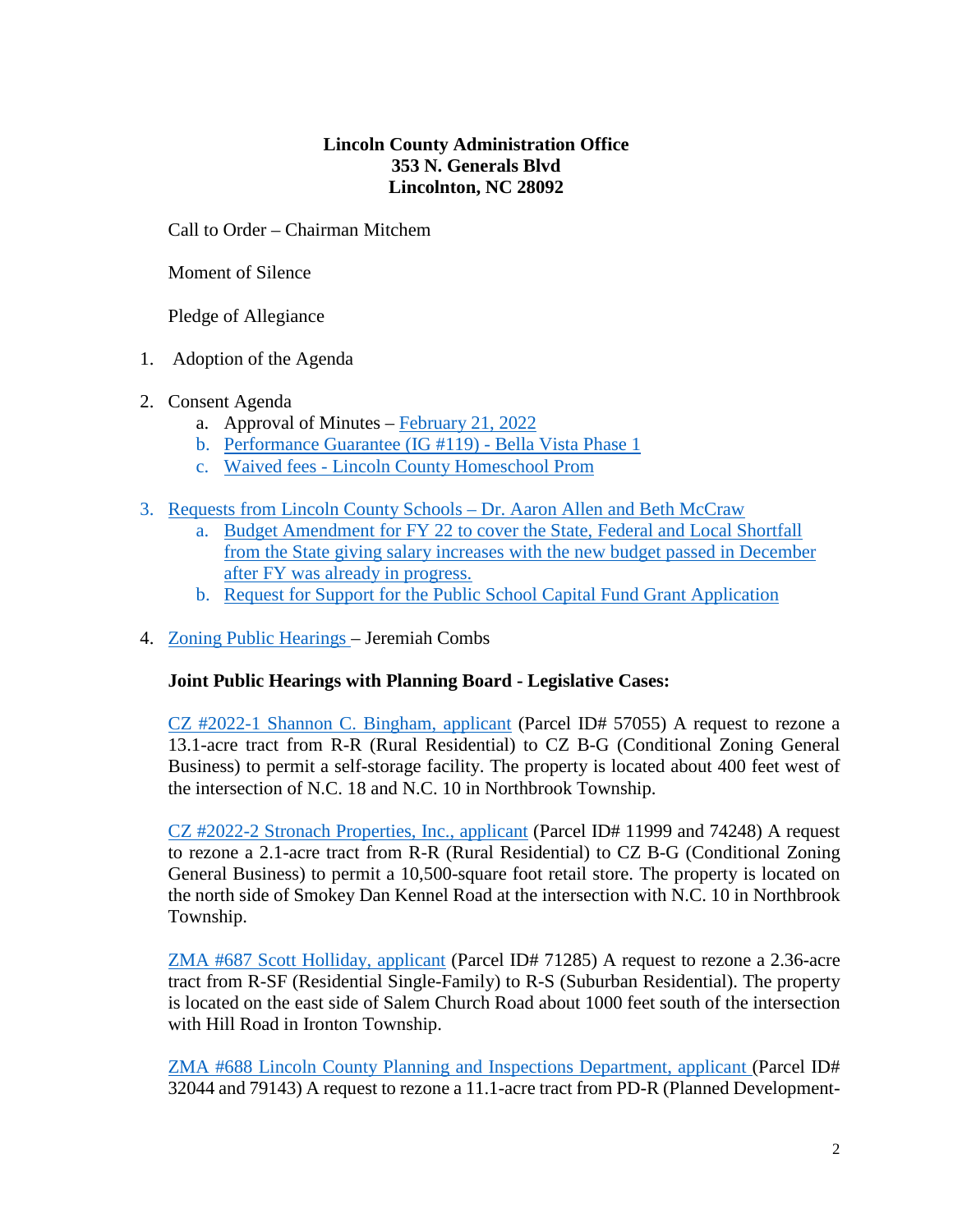**Lincoln County Administration Office**
**353 N. Generals Blvd**
**Lincolnton, NC 28092**

Call to Order – Chairman Mitchem

Moment of Silence

Pledge of Allegiance

1. Adoption of the Agenda

2. Consent Agenda
   a. Approval of Minutes – February 21, 2022
   b. Performance Guarantee (IG #119) - Bella Vista Phase 1
   c. Waived fees - Lincoln County Homeschool Prom

3. Requests from Lincoln County Schools – Dr. Aaron Allen and Beth McCraw
   a. Budget Amendment for FY 22 to cover the State, Federal and Local Shortfall from the State giving salary increases with the new budget passed in December after FY was already in progress.
   b. Request for Support for the Public School Capital Fund Grant Application

4. Zoning Public Hearings – Jeremiah Combs

**Joint Public Hearings with Planning Board - Legislative Cases:**

CZ #2022-1 Shannon C. Bingham, applicant (Parcel ID# 57055) A request to rezone a 13.1-acre tract from R-R (Rural Residential) to CZ B-G (Conditional Zoning General Business) to permit a self-storage facility. The property is located about 400 feet west of the intersection of N.C. 18 and N.C. 10 in Northbrook Township.

CZ #2022-2 Stronach Properties, Inc., applicant (Parcel ID# 11999 and 74248) A request to rezone a 2.1-acre tract from R-R (Rural Residential) to CZ B-G (Conditional Zoning General Business) to permit a 10,500-square foot retail store. The property is located on the north side of Smokey Dan Kennel Road at the intersection with N.C. 10 in Northbrook Township.

ZMA #687 Scott Holliday, applicant (Parcel ID# 71285) A request to rezone a 2.36-acre tract from R-SF (Residential Single-Family) to R-S (Suburban Residential). The property is located on the east side of Salem Church Road about 1000 feet south of the intersection with Hill Road in Ironton Township.

ZMA #688 Lincoln County Planning and Inspections Department, applicant (Parcel ID# 32044 and 79143) A request to rezone a 11.1-acre tract from PD-R (Planned Development-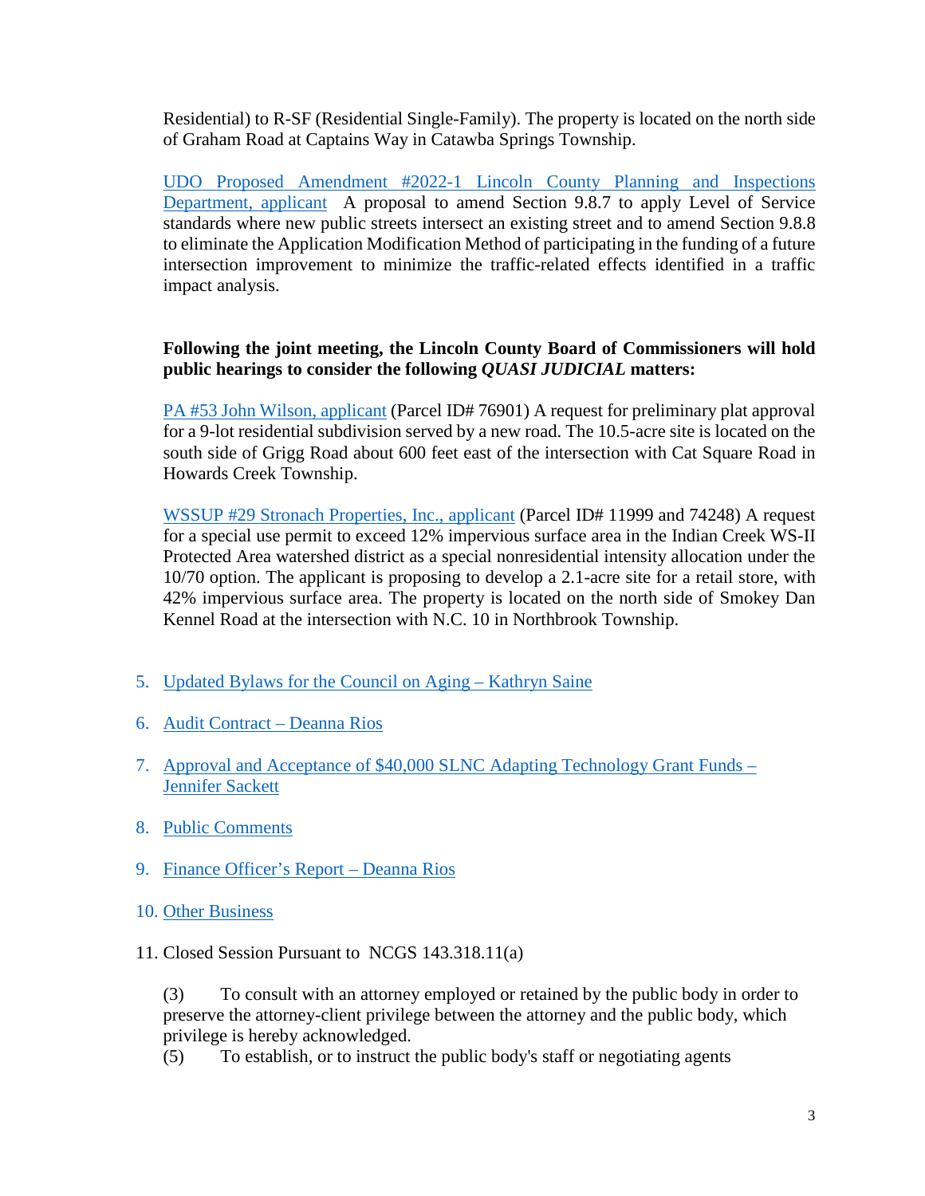Residential) to R-SF (Residential Single-Family). The property is located on the north side of Graham Road at Captains Way in Catawba Springs Township.

UDO Proposed Amendment #2022-1 Lincoln County Planning and Inspections Department, applicant A proposal to amend Section 9.8.7 to apply Level of Service standards where new public streets intersect an existing street and to amend Section 9.8.8 to eliminate the Application Modification Method of participating in the funding of a future intersection improvement to minimize the traffic-related effects identified in a traffic impact analysis.

**Following the joint meeting, the Lincoln County Board of Commissioners will hold public hearings to consider the following *QUASI JUDICIAL* matters:**

PA #53 John Wilson, applicant (Parcel ID# 76901) A request for preliminary plat approval for a 9-lot residential subdivision served by a new road. The 10.5-acre site is located on the south side of Grigg Road about 600 feet east of the intersection with Cat Square Road in Howards Creek Township.

WSSUP #29 Stronach Properties, Inc., applicant (Parcel ID# 11999 and 74248) A request for a special use permit to exceed 12% impervious surface area in the Indian Creek WS-II Protected Area watershed district as a special nonresidential intensity allocation under the 10/70 option. The applicant is proposing to develop a 2.1-acre site for a retail store, with 42% impervious surface area. The property is located on the north side of Smokey Dan Kennel Road at the intersection with N.C. 10 in Northbrook Township.

5. Updated Bylaws for the Council on Aging – Kathryn Saine
6. Audit Contract – Deanna Rios
7. Approval and Acceptance of $40,000 SLNC Adapting Technology Grant Funds – Jennifer Sackett
8. Public Comments
9. Finance Officer's Report – Deanna Rios
10. Other Business
11. Closed Session Pursuant to NCGS 143.318.11(a)

(3) To consult with an attorney employed or retained by the public body in order to preserve the attorney-client privilege between the attorney and the public body, which privilege is hereby acknowledged.
(5) To establish, or to instruct the public body's staff or negotiating agents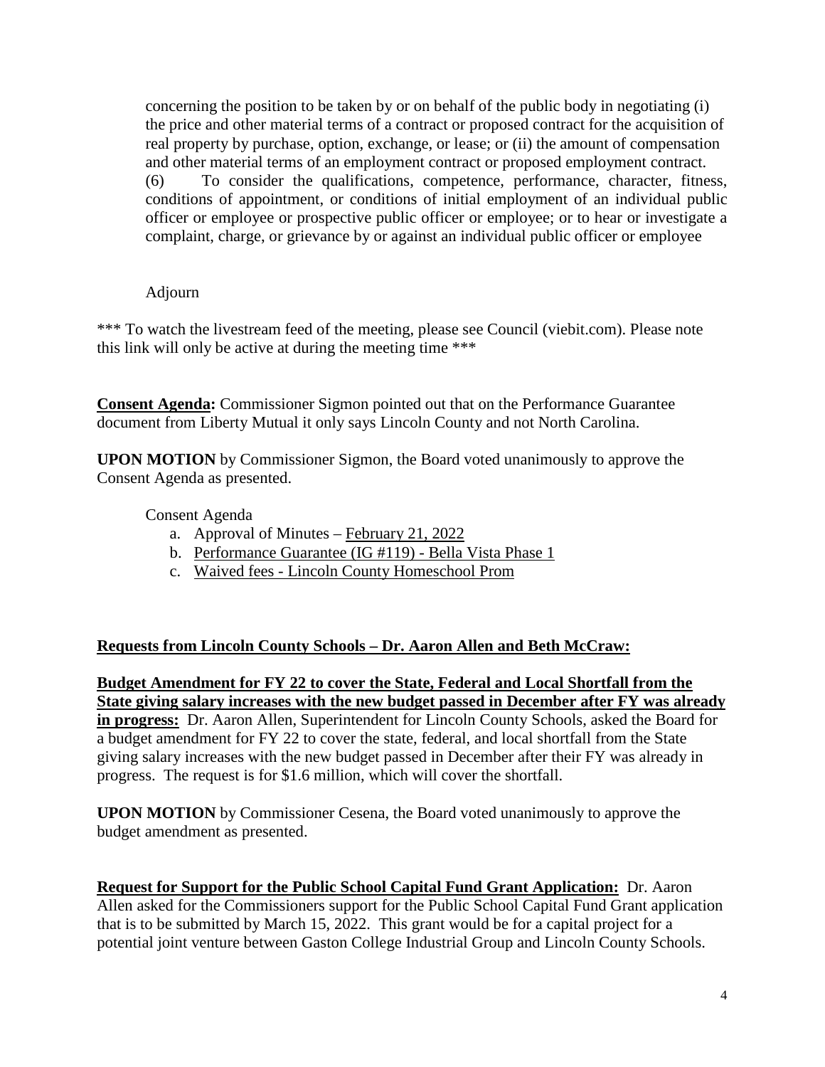concerning the position to be taken by or on behalf of the public body in negotiating (i) the price and other material terms of a contract or proposed contract for the acquisition of real property by purchase, option, exchange, or lease; or (ii) the amount of compensation and other material terms of an employment contract or proposed employment contract.

(6) To consider the qualifications, competence, performance, character, fitness, conditions of appointment, or conditions of initial employment of an individual public officer or employee or prospective public officer or employee; or to hear or investigate a complaint, charge, or grievance by or against an individual public officer or employee

Adjourn

*** To watch the livestream feed of the meeting, please see Council (viebit.com). Please note this link will only be active at during the meeting time ***

**Consent Agenda:** Commissioner Sigmon pointed out that on the Performance Guarantee document from Liberty Mutual it only says Lincoln County and not North Carolina.

**UPON MOTION** by Commissioner Sigmon, the Board voted unanimously to approve the Consent Agenda as presented.

Consent Agenda

a. Approval of Minutes – February 21, 2022
b. Performance Guarantee (IG #119) - Bella Vista Phase 1
c. Waived fees - Lincoln County Homeschool Prom

**Requests from Lincoln County Schools – Dr. Aaron Allen and Beth McCraw:**

**Budget Amendment for FY 22 to cover the State, Federal and Local Shortfall from the State giving salary increases with the new budget passed in December after FY was already in progress:** Dr. Aaron Allen, Superintendent for Lincoln County Schools, asked the Board for a budget amendment for FY 22 to cover the state, federal, and local shortfall from the State giving salary increases with the new budget passed in December after their FY was already in progress. The request is for $1.6 million, which will cover the shortfall.

**UPON MOTION** by Commissioner Cesena, the Board voted unanimously to approve the budget amendment as presented.

**Request for Support for the Public School Capital Fund Grant Application:** Dr. Aaron Allen asked for the Commissioners support for the Public School Capital Fund Grant application that is to be submitted by March 15, 2022. This grant would be for a capital project for a potential joint venture between Gaston College Industrial Group and Lincoln County Schools.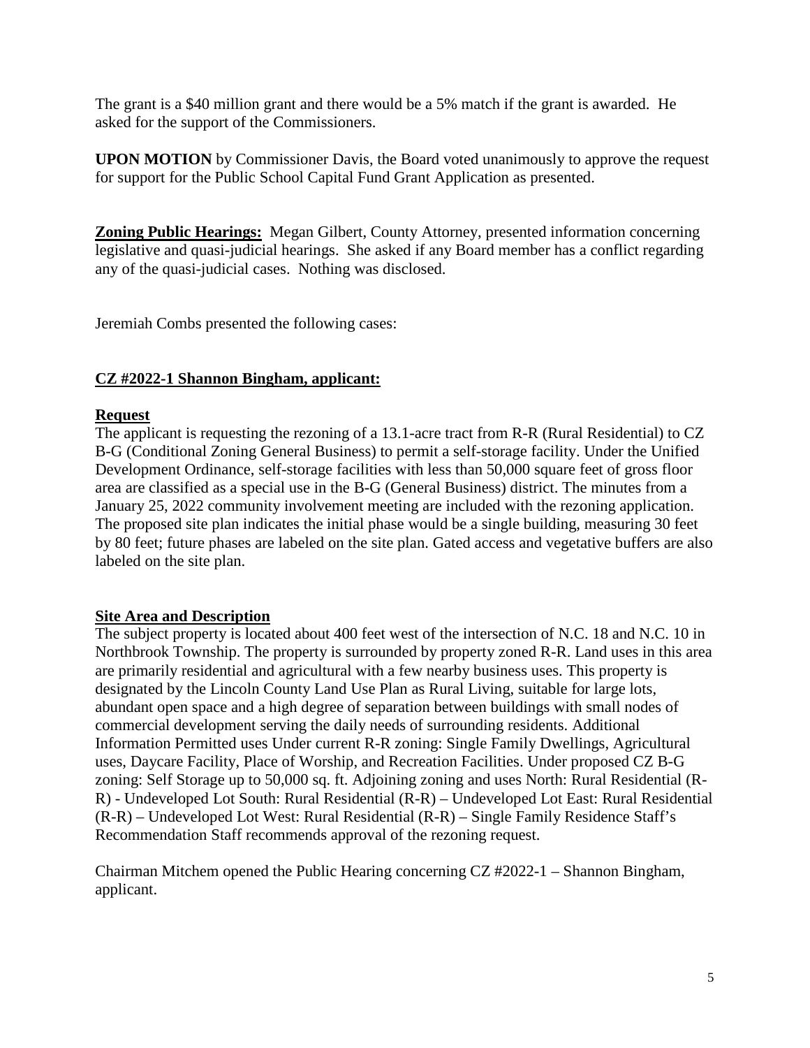The grant is a $40 million grant and there would be a 5% match if the grant is awarded. He asked for the support of the Commissioners.

**UPON MOTION** by Commissioner Davis, the Board voted unanimously to approve the request for support for the Public School Capital Fund Grant Application as presented.

**Zoning Public Hearings:** Megan Gilbert, County Attorney, presented information concerning legislative and quasi-judicial hearings. She asked if any Board member has a conflict regarding any of the quasi-judicial cases. Nothing was disclosed.

Jeremiah Combs presented the following cases:

**CZ #2022-1 Shannon Bingham, applicant:**

**Request**

The applicant is requesting the rezoning of a 13.1-acre tract from R-R (Rural Residential) to CZ B-G (Conditional Zoning General Business) to permit a self-storage facility. Under the Unified Development Ordinance, self-storage facilities with less than 50,000 square feet of gross floor area are classified as a special use in the B-G (General Business) district. The minutes from a January 25, 2022 community involvement meeting are included with the rezoning application. The proposed site plan indicates the initial phase would be a single building, measuring 30 feet by 80 feet; future phases are labeled on the site plan. Gated access and vegetative buffers are also labeled on the site plan.

**Site Area and Description**

The subject property is located about 400 feet west of the intersection of N.C. 18 and N.C. 10 in Northbrook Township. The property is surrounded by property zoned R-R. Land uses in this area are primarily residential and agricultural with a few nearby business uses. This property is designated by the Lincoln County Land Use Plan as Rural Living, suitable for large lots, abundant open space and a high degree of separation between buildings with small nodes of commercial development serving the daily needs of surrounding residents. Additional Information Permitted uses Under current R-R zoning: Single Family Dwellings, Agricultural uses, Daycare Facility, Place of Worship, and Recreation Facilities. Under proposed CZ B-G zoning: Self Storage up to 50,000 sq. ft. Adjoining zoning and uses North: Rural Residential (R-R) - Undeveloped Lot South: Rural Residential (R-R) – Undeveloped Lot East: Rural Residential (R-R) – Undeveloped Lot West: Rural Residential (R-R) – Single Family Residence Staff's Recommendation Staff recommends approval of the rezoning request.

Chairman Mitchem opened the Public Hearing concerning CZ #2022-1 – Shannon Bingham, applicant.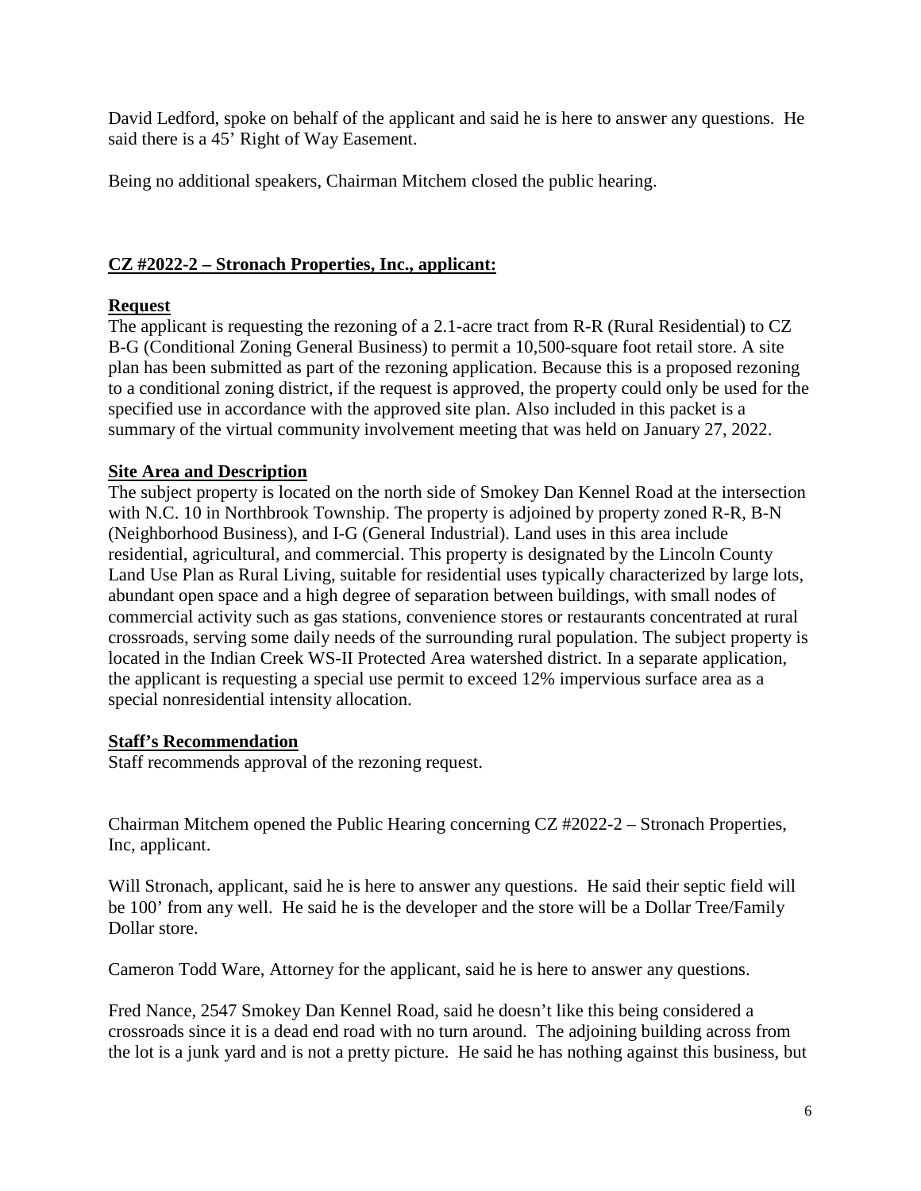David Ledford, spoke on behalf of the applicant and said he is here to answer any questions. He said there is a 45' Right of Way Easement.

Being no additional speakers, Chairman Mitchem closed the public hearing.

**CZ #2022-2 – Stronach Properties, Inc., applicant:**

**Request**

The applicant is requesting the rezoning of a 2.1-acre tract from R-R (Rural Residential) to CZ B-G (Conditional Zoning General Business) to permit a 10,500-square foot retail store. A site plan has been submitted as part of the rezoning application. Because this is a proposed rezoning to a conditional zoning district, if the request is approved, the property could only be used for the specified use in accordance with the approved site plan. Also included in this packet is a summary of the virtual community involvement meeting that was held on January 27, 2022.

**Site Area and Description**

The subject property is located on the north side of Smokey Dan Kennel Road at the intersection with N.C. 10 in Northbrook Township. The property is adjoined by property zoned R-R, B-N (Neighborhood Business), and I-G (General Industrial). Land uses in this area include residential, agricultural, and commercial. This property is designated by the Lincoln County Land Use Plan as Rural Living, suitable for residential uses typically characterized by large lots, abundant open space and a high degree of separation between buildings, with small nodes of commercial activity such as gas stations, convenience stores or restaurants concentrated at rural crossroads, serving some daily needs of the surrounding rural population. The subject property is located in the Indian Creek WS-II Protected Area watershed district. In a separate application, the applicant is requesting a special use permit to exceed 12% impervious surface area as a special nonresidential intensity allocation.

**Staff's Recommendation**

Staff recommends approval of the rezoning request.

Chairman Mitchem opened the Public Hearing concerning CZ #2022-2 – Stronach Properties, Inc, applicant.

Will Stronach, applicant, said he is here to answer any questions. He said their septic field will be 100' from any well. He said he is the developer and the store will be a Dollar Tree/Family Dollar store.

Cameron Todd Ware, Attorney for the applicant, said he is here to answer any questions.

Fred Nance, 2547 Smokey Dan Kennel Road, said he doesn't like this being considered a crossroads since it is a dead end road with no turn around. The adjoining building across from the lot is a junk yard and is not a pretty picture. He said he has nothing against this business, but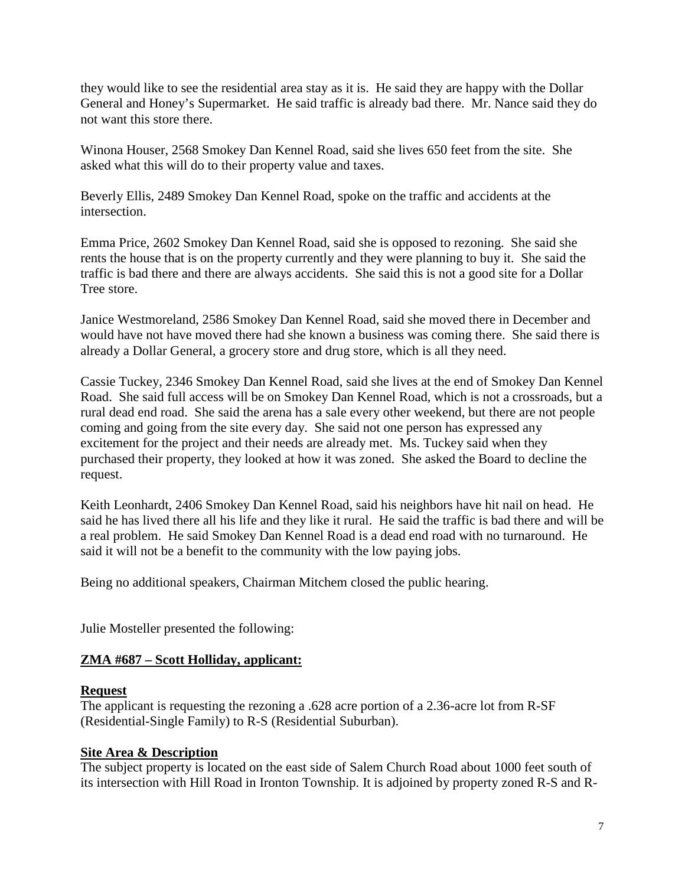they would like to see the residential area stay as it is. He said they are happy with the Dollar General and Honey's Supermarket. He said traffic is already bad there. Mr. Nance said they do not want this store there.

Winona Houser, 2568 Smokey Dan Kennel Road, said she lives 650 feet from the site. She asked what this will do to their property value and taxes.

Beverly Ellis, 2489 Smokey Dan Kennel Road, spoke on the traffic and accidents at the intersection.

Emma Price, 2602 Smokey Dan Kennel Road, said she is opposed to rezoning. She said she rents the house that is on the property currently and they were planning to buy it. She said the traffic is bad there and there are always accidents. She said this is not a good site for a Dollar Tree store.

Janice Westmoreland, 2586 Smokey Dan Kennel Road, said she moved there in December and would have not have moved there had she known a business was coming there. She said there is already a Dollar General, a grocery store and drug store, which is all they need.

Cassie Tuckey, 2346 Smokey Dan Kennel Road, said she lives at the end of Smokey Dan Kennel Road. She said full access will be on Smokey Dan Kennel Road, which is not a crossroads, but a rural dead end road. She said the arena has a sale every other weekend, but there are not people coming and going from the site every day. She said not one person has expressed any excitement for the project and their needs are already met. Ms. Tuckey said when they purchased their property, they looked at how it was zoned. She asked the Board to decline the request.

Keith Leonhardt, 2406 Smokey Dan Kennel Road, said his neighbors have hit nail on head. He said he has lived there all his life and they like it rural. He said the traffic is bad there and will be a real problem. He said Smokey Dan Kennel Road is a dead end road with no turnaround. He said it will not be a benefit to the community with the low paying jobs.

Being no additional speakers, Chairman Mitchem closed the public hearing.

Julie Mosteller presented the following:

**ZMA #687 – Scott Holliday, applicant:**

**Request**

The applicant is requesting the rezoning a .628 acre portion of a 2.36-acre lot from R-SF (Residential-Single Family) to R-S (Residential Suburban).

**Site Area & Description**

The subject property is located on the east side of Salem Church Road about 1000 feet south of its intersection with Hill Road in Ironton Township. It is adjoined by property zoned R-S and R-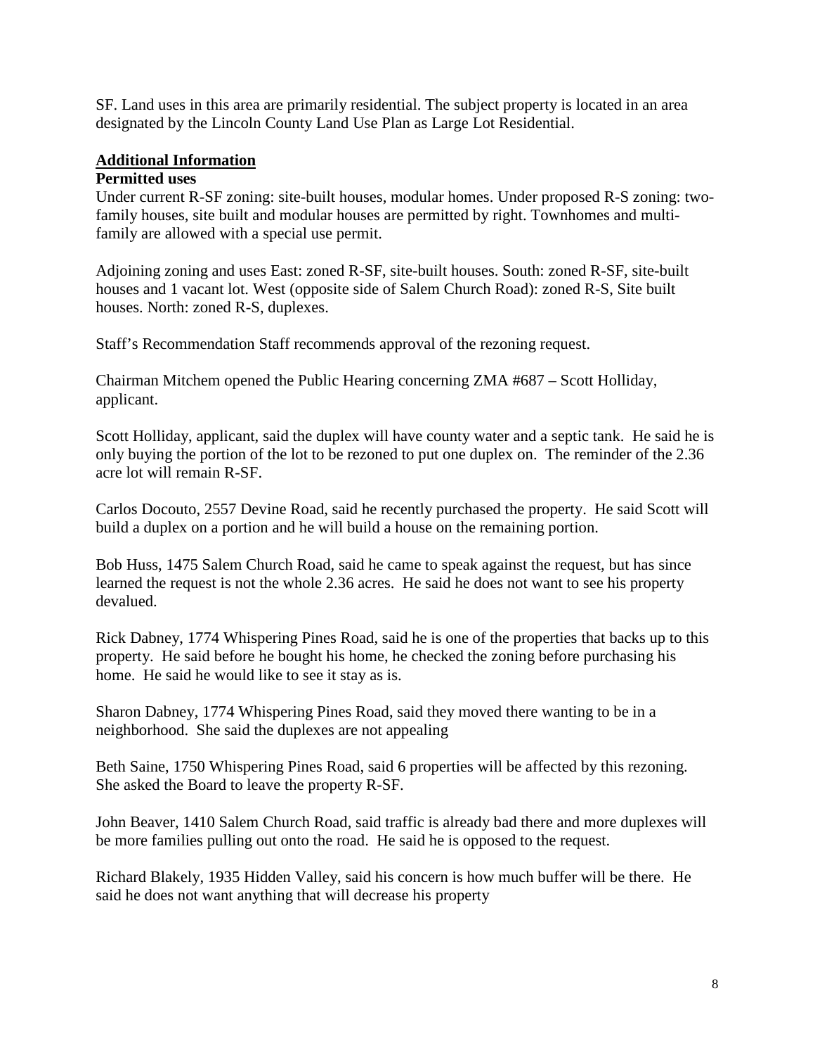SF. Land uses in this area are primarily residential. The subject property is located in an area designated by the Lincoln County Land Use Plan as Large Lot Residential.

## Additional Information

**Permitted uses**

Under current R-SF zoning: site-built houses, modular homes. Under proposed R-S zoning: two-family houses, site built and modular houses are permitted by right. Townhomes and multi-family are allowed with a special use permit.

Adjoining zoning and uses East: zoned R-SF, site-built houses. South: zoned R-SF, site-built houses and 1 vacant lot. West (opposite side of Salem Church Road): zoned R-S, Site built houses. North: zoned R-S, duplexes.

Staff's Recommendation Staff recommends approval of the rezoning request.

Chairman Mitchem opened the Public Hearing concerning ZMA #687 – Scott Holliday, applicant.

Scott Holliday, applicant, said the duplex will have county water and a septic tank. He said he is only buying the portion of the lot to be rezoned to put one duplex on. The reminder of the 2.36 acre lot will remain R-SF.

Carlos Docouto, 2557 Devine Road, said he recently purchased the property. He said Scott will build a duplex on a portion and he will build a house on the remaining portion.

Bob Huss, 1475 Salem Church Road, said he came to speak against the request, but has since learned the request is not the whole 2.36 acres. He said he does not want to see his property devalued.

Rick Dabney, 1774 Whispering Pines Road, said he is one of the properties that backs up to this property. He said before he bought his home, he checked the zoning before purchasing his home. He said he would like to see it stay as is.

Sharon Dabney, 1774 Whispering Pines Road, said they moved there wanting to be in a neighborhood. She said the duplexes are not appealing

Beth Saine, 1750 Whispering Pines Road, said 6 properties will be affected by this rezoning. She asked the Board to leave the property R-SF.

John Beaver, 1410 Salem Church Road, said traffic is already bad there and more duplexes will be more families pulling out onto the road. He said he is opposed to the request.

Richard Blakely, 1935 Hidden Valley, said his concern is how much buffer will be there. He said he does not want anything that will decrease his property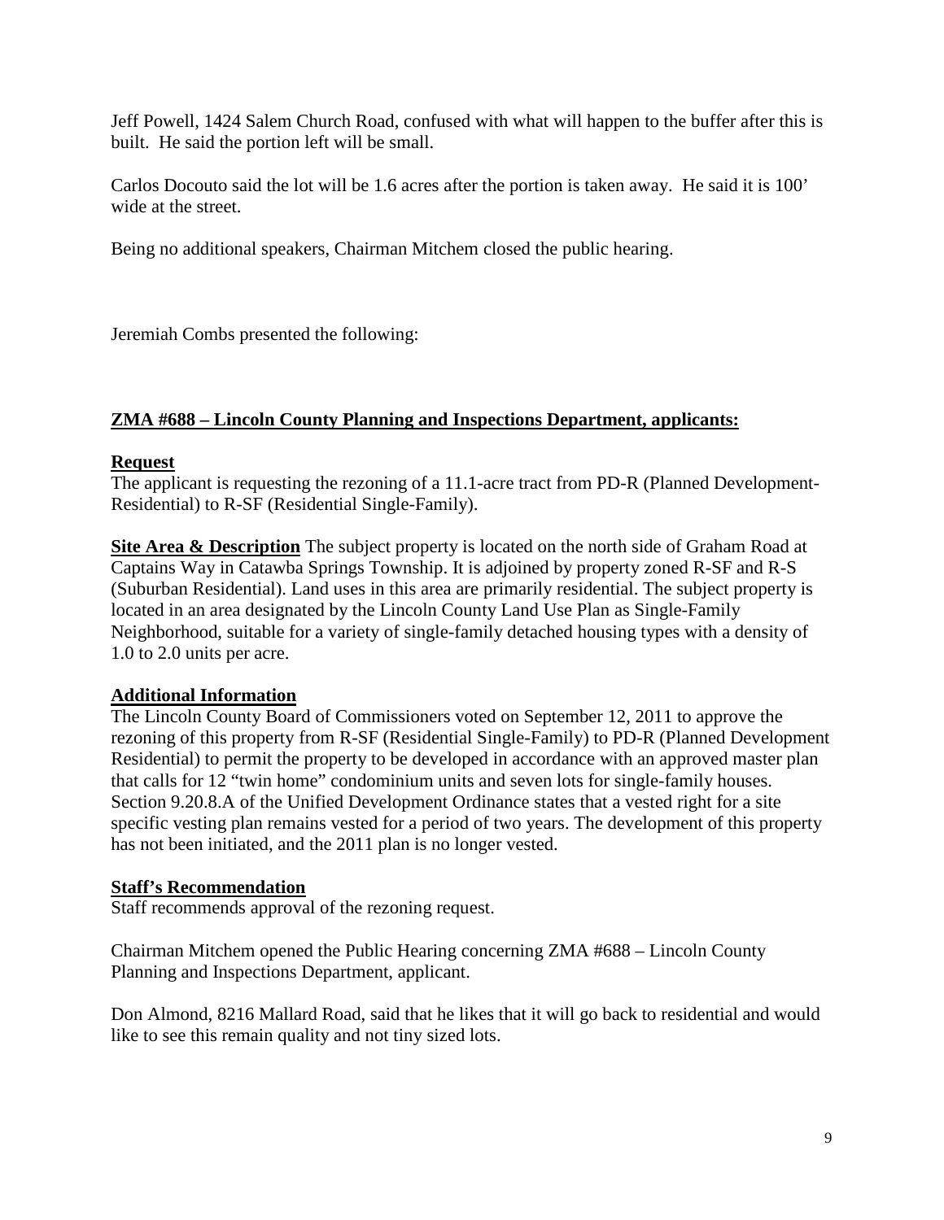Jeff Powell, 1424 Salem Church Road, confused with what will happen to the buffer after this is built. He said the portion left will be small.

Carlos Docouto said the lot will be 1.6 acres after the portion is taken away. He said it is 100' wide at the street.

Being no additional speakers, Chairman Mitchem closed the public hearing.

Jeremiah Combs presented the following:

**ZMA #688 – Lincoln County Planning and Inspections Department, applicants:**

**Request**

The applicant is requesting the rezoning of a 11.1-acre tract from PD-R (Planned Development-Residential) to R-SF (Residential Single-Family).

**Site Area & Description** The subject property is located on the north side of Graham Road at Captains Way in Catawba Springs Township. It is adjoined by property zoned R-SF and R-S (Suburban Residential). Land uses in this area are primarily residential. The subject property is located in an area designated by the Lincoln County Land Use Plan as Single-Family Neighborhood, suitable for a variety of single-family detached housing types with a density of 1.0 to 2.0 units per acre.

**Additional Information**

The Lincoln County Board of Commissioners voted on September 12, 2011 to approve the rezoning of this property from R-SF (Residential Single-Family) to PD-R (Planned Development Residential) to permit the property to be developed in accordance with an approved master plan that calls for 12 "twin home" condominium units and seven lots for single-family houses. Section 9.20.8.A of the Unified Development Ordinance states that a vested right for a site specific vesting plan remains vested for a period of two years. The development of this property has not been initiated, and the 2011 plan is no longer vested.

**Staff's Recommendation**

Staff recommends approval of the rezoning request.

Chairman Mitchem opened the Public Hearing concerning ZMA #688 – Lincoln County Planning and Inspections Department, applicant.

Don Almond, 8216 Mallard Road, said that he likes that it will go back to residential and would like to see this remain quality and not tiny sized lots.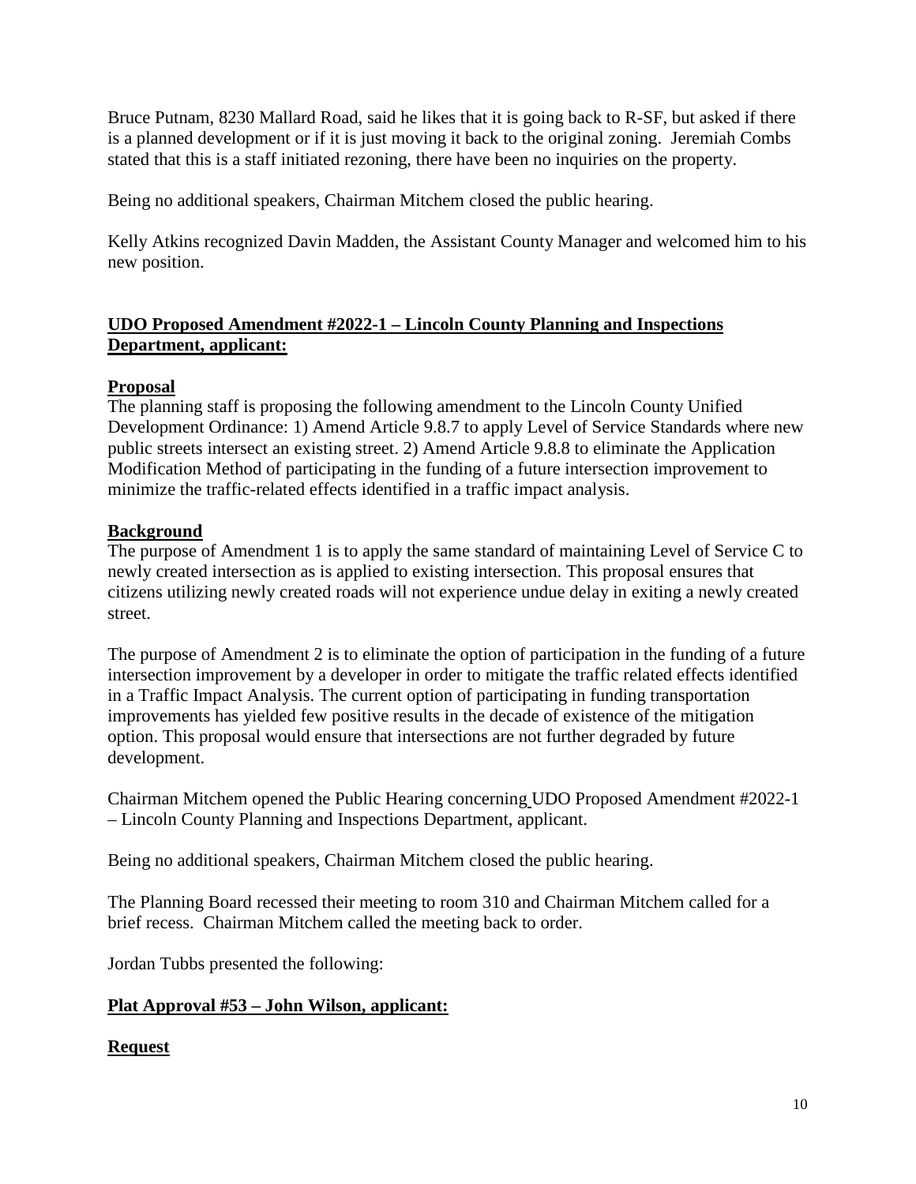Bruce Putnam, 8230 Mallard Road, said he likes that it is going back to R-SF, but asked if there is a planned development or if it is just moving it back to the original zoning. Jeremiah Combs stated that this is a staff initiated rezoning, there have been no inquiries on the property.

Being no additional speakers, Chairman Mitchem closed the public hearing.

Kelly Atkins recognized Davin Madden, the Assistant County Manager and welcomed him to his new position.

**UDO Proposed Amendment #2022-1 – Lincoln County Planning and Inspections Department, applicant:**

**Proposal**

The planning staff is proposing the following amendment to the Lincoln County Unified Development Ordinance: 1) Amend Article 9.8.7 to apply Level of Service Standards where new public streets intersect an existing street. 2) Amend Article 9.8.8 to eliminate the Application Modification Method of participating in the funding of a future intersection improvement to minimize the traffic-related effects identified in a traffic impact analysis.

**Background**

The purpose of Amendment 1 is to apply the same standard of maintaining Level of Service C to newly created intersection as is applied to existing intersection. This proposal ensures that citizens utilizing newly created roads will not experience undue delay in exiting a newly created street.

The purpose of Amendment 2 is to eliminate the option of participation in the funding of a future intersection improvement by a developer in order to mitigate the traffic related effects identified in a Traffic Impact Analysis. The current option of participating in funding transportation improvements has yielded few positive results in the decade of existence of the mitigation option. This proposal would ensure that intersections are not further degraded by future development.

Chairman Mitchem opened the Public Hearing concerning UDO Proposed Amendment #2022-1 – Lincoln County Planning and Inspections Department, applicant.

Being no additional speakers, Chairman Mitchem closed the public hearing.

The Planning Board recessed their meeting to room 310 and Chairman Mitchem called for a brief recess. Chairman Mitchem called the meeting back to order.

Jordan Tubbs presented the following:

**Plat Approval #53 – John Wilson, applicant:**

**Request**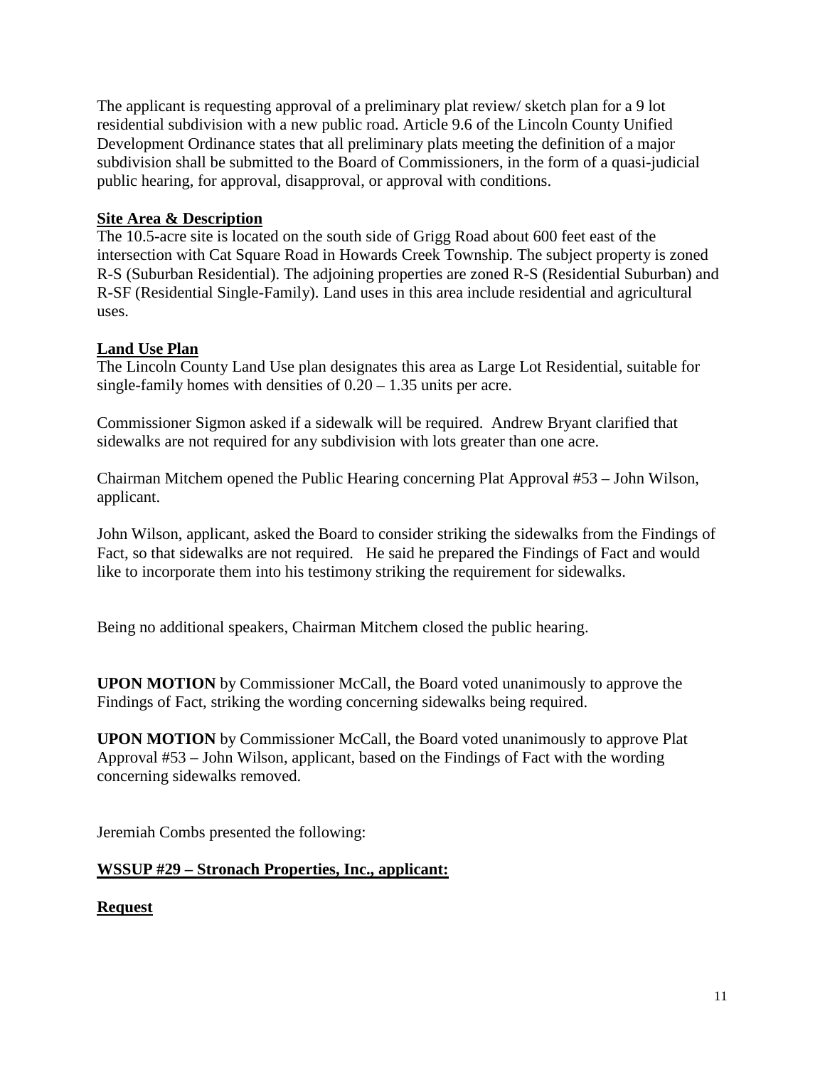The applicant is requesting approval of a preliminary plat review/ sketch plan for a 9 lot residential subdivision with a new public road. Article 9.6 of the Lincoln County Unified Development Ordinance states that all preliminary plats meeting the definition of a major subdivision shall be submitted to the Board of Commissioners, in the form of a quasi-judicial public hearing, for approval, disapproval, or approval with conditions.

**Site Area & Description**

The 10.5-acre site is located on the south side of Grigg Road about 600 feet east of the intersection with Cat Square Road in Howards Creek Township. The subject property is zoned R-S (Suburban Residential). The adjoining properties are zoned R-S (Residential Suburban) and R-SF (Residential Single-Family). Land uses in this area include residential and agricultural uses.

**Land Use Plan**

The Lincoln County Land Use plan designates this area as Large Lot Residential, suitable for single-family homes with densities of 0.20 – 1.35 units per acre.

Commissioner Sigmon asked if a sidewalk will be required. Andrew Bryant clarified that sidewalks are not required for any subdivision with lots greater than one acre.

Chairman Mitchem opened the Public Hearing concerning Plat Approval #53 – John Wilson, applicant.

John Wilson, applicant, asked the Board to consider striking the sidewalks from the Findings of Fact, so that sidewalks are not required. He said he prepared the Findings of Fact and would like to incorporate them into his testimony striking the requirement for sidewalks.

Being no additional speakers, Chairman Mitchem closed the public hearing.

**UPON MOTION** by Commissioner McCall, the Board voted unanimously to approve the Findings of Fact, striking the wording concerning sidewalks being required.

**UPON MOTION** by Commissioner McCall, the Board voted unanimously to approve Plat Approval #53 – John Wilson, applicant, based on the Findings of Fact with the wording concerning sidewalks removed.

Jeremiah Combs presented the following:

**WSSUP #29 – Stronach Properties, Inc., applicant:**

**Request**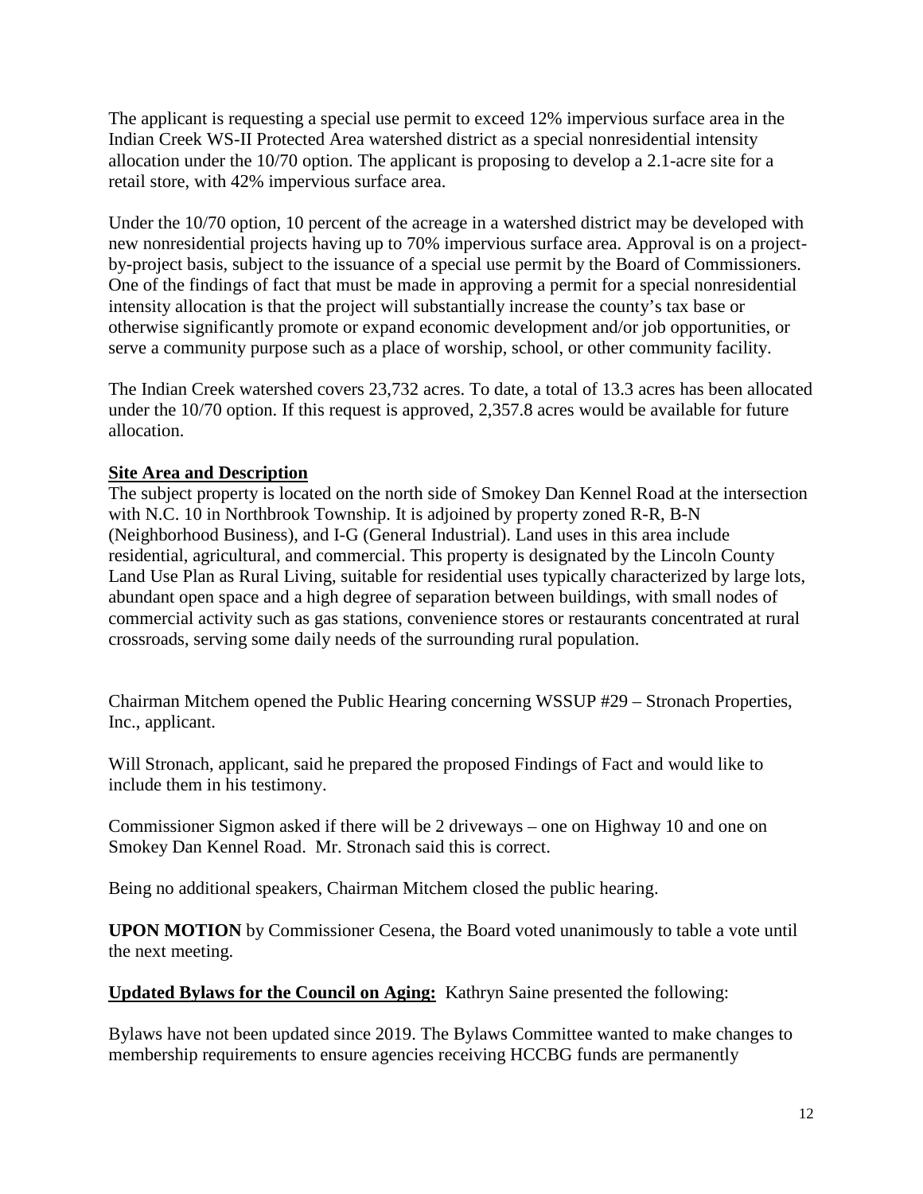The applicant is requesting a special use permit to exceed 12% impervious surface area in the Indian Creek WS-II Protected Area watershed district as a special nonresidential intensity allocation under the 10/70 option. The applicant is proposing to develop a 2.1-acre site for a retail store, with 42% impervious surface area.

Under the 10/70 option, 10 percent of the acreage in a watershed district may be developed with new nonresidential projects having up to 70% impervious surface area. Approval is on a project-by-project basis, subject to the issuance of a special use permit by the Board of Commissioners. One of the findings of fact that must be made in approving a permit for a special nonresidential intensity allocation is that the project will substantially increase the county's tax base or otherwise significantly promote or expand economic development and/or job opportunities, or serve a community purpose such as a place of worship, school, or other community facility.

The Indian Creek watershed covers 23,732 acres. To date, a total of 13.3 acres has been allocated under the 10/70 option. If this request is approved, 2,357.8 acres would be available for future allocation.

**Site Area and Description**
The subject property is located on the north side of Smokey Dan Kennel Road at the intersection with N.C. 10 in Northbrook Township. It is adjoined by property zoned R-R, B-N (Neighborhood Business), and I-G (General Industrial). Land uses in this area include residential, agricultural, and commercial. This property is designated by the Lincoln County Land Use Plan as Rural Living, suitable for residential uses typically characterized by large lots, abundant open space and a high degree of separation between buildings, with small nodes of commercial activity such as gas stations, convenience stores or restaurants concentrated at rural crossroads, serving some daily needs of the surrounding rural population.

Chairman Mitchem opened the Public Hearing concerning WSSUP #29 – Stronach Properties, Inc., applicant.

Will Stronach, applicant, said he prepared the proposed Findings of Fact and would like to include them in his testimony.

Commissioner Sigmon asked if there will be 2 driveways – one on Highway 10 and one on Smokey Dan Kennel Road. Mr. Stronach said this is correct.

Being no additional speakers, Chairman Mitchem closed the public hearing.

**UPON MOTION** by Commissioner Cesena, the Board voted unanimously to table a vote until the next meeting.

**Updated Bylaws for the Council on Aging:** Kathryn Saine presented the following:

Bylaws have not been updated since 2019. The Bylaws Committee wanted to make changes to membership requirements to ensure agencies receiving HCCBG funds are permanently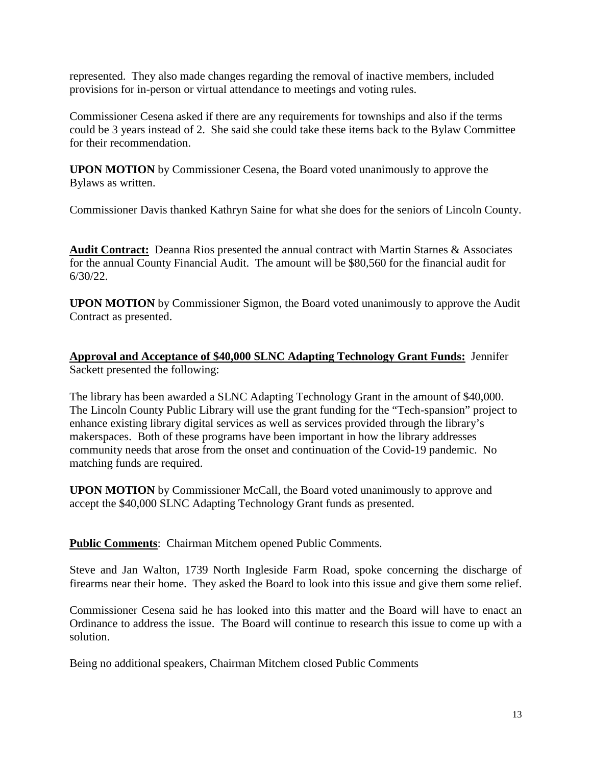represented. They also made changes regarding the removal of inactive members, included provisions for in-person or virtual attendance to meetings and voting rules.

Commissioner Cesena asked if there are any requirements for townships and also if the terms could be 3 years instead of 2. She said she could take these items back to the Bylaw Committee for their recommendation.

**UPON MOTION** by Commissioner Cesena, the Board voted unanimously to approve the Bylaws as written.

Commissioner Davis thanked Kathryn Saine for what she does for the seniors of Lincoln County.

**Audit Contract:** Deanna Rios presented the annual contract with Martin Starnes & Associates for the annual County Financial Audit. The amount will be $80,560 for the financial audit for 6/30/22.

**UPON MOTION** by Commissioner Sigmon, the Board voted unanimously to approve the Audit Contract as presented.

**Approval and Acceptance of $40,000 SLNC Adapting Technology Grant Funds:** Jennifer Sackett presented the following:

The library has been awarded a SLNC Adapting Technology Grant in the amount of $40,000. The Lincoln County Public Library will use the grant funding for the "Tech-spansion" project to enhance existing library digital services as well as services provided through the library's makerspaces. Both of these programs have been important in how the library addresses community needs that arose from the onset and continuation of the Covid-19 pandemic. No matching funds are required.

**UPON MOTION** by Commissioner McCall, the Board voted unanimously to approve and accept the $40,000 SLNC Adapting Technology Grant funds as presented.

**Public Comments**: Chairman Mitchem opened Public Comments.

Steve and Jan Walton, 1739 North Ingleside Farm Road, spoke concerning the discharge of firearms near their home. They asked the Board to look into this issue and give them some relief.

Commissioner Cesena said he has looked into this matter and the Board will have to enact an Ordinance to address the issue. The Board will continue to research this issue to come up with a solution.

Being no additional speakers, Chairman Mitchem closed Public Comments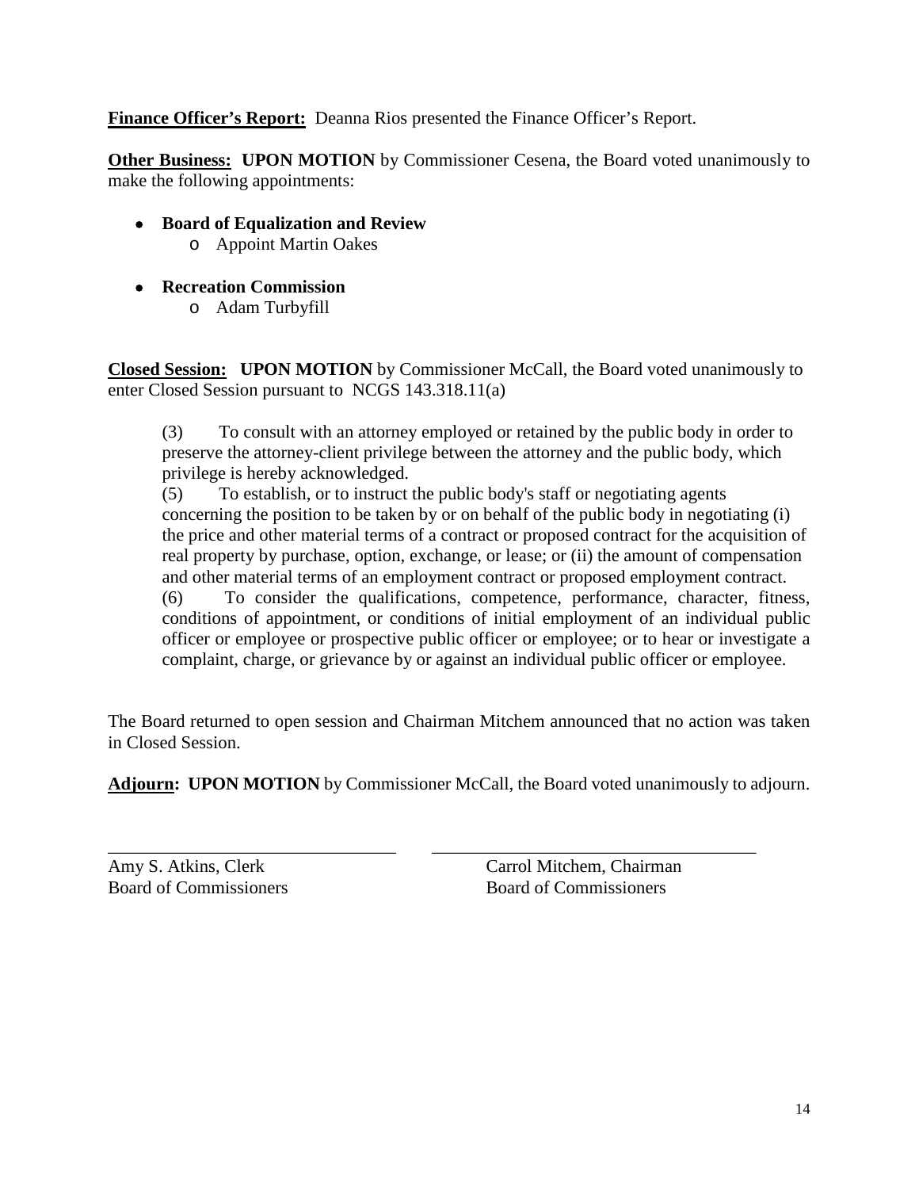**Finance Officer's Report:** Deanna Rios presented the Finance Officer's Report.

**Other Business:** **UPON MOTION** by Commissioner Cesena, the Board voted unanimously to make the following appointments:

- **Board of Equalization and Review**
  - Appoint Martin Oakes
- **Recreation Commission**
  - Adam Turbyfill

**Closed Session:** **UPON MOTION** by Commissioner McCall, the Board voted unanimously to enter Closed Session pursuant to NCGS 143.318.11(a)

> (3) To consult with an attorney employed or retained by the public body in order to preserve the attorney-client privilege between the attorney and the public body, which privilege is hereby acknowledged.
>
> (5) To establish, or to instruct the public body's staff or negotiating agents concerning the position to be taken by or on behalf of the public body in negotiating (i) the price and other material terms of a contract or proposed contract for the acquisition of real property by purchase, option, exchange, or lease; or (ii) the amount of compensation and other material terms of an employment contract or proposed employment contract.
>
> (6) To consider the qualifications, competence, performance, character, fitness, conditions of appointment, or conditions of initial employment of an individual public officer or employee or prospective public officer or employee; or to hear or investigate a complaint, charge, or grievance by or against an individual public officer or employee.

The Board returned to open session and Chairman Mitchem announced that no action was taken in Closed Session.

**Adjourn:** **UPON MOTION** by Commissioner McCall, the Board voted unanimously to adjourn.

\_\_\_\_\_\_\_\_\_\_\_\_\_\_\_\_\_\_\_\_\_\_\_\_\_\_\_\_\_\_\_\_
Amy S. Atkins, Clerk
Board of Commissioners

\_\_\_\_\_\_\_\_\_\_\_\_\_\_\_\_\_\_\_\_\_\_\_\_\_\_\_\_\_\_\_\_
Carrol Mitchem, Chairman
Board of Commissioners